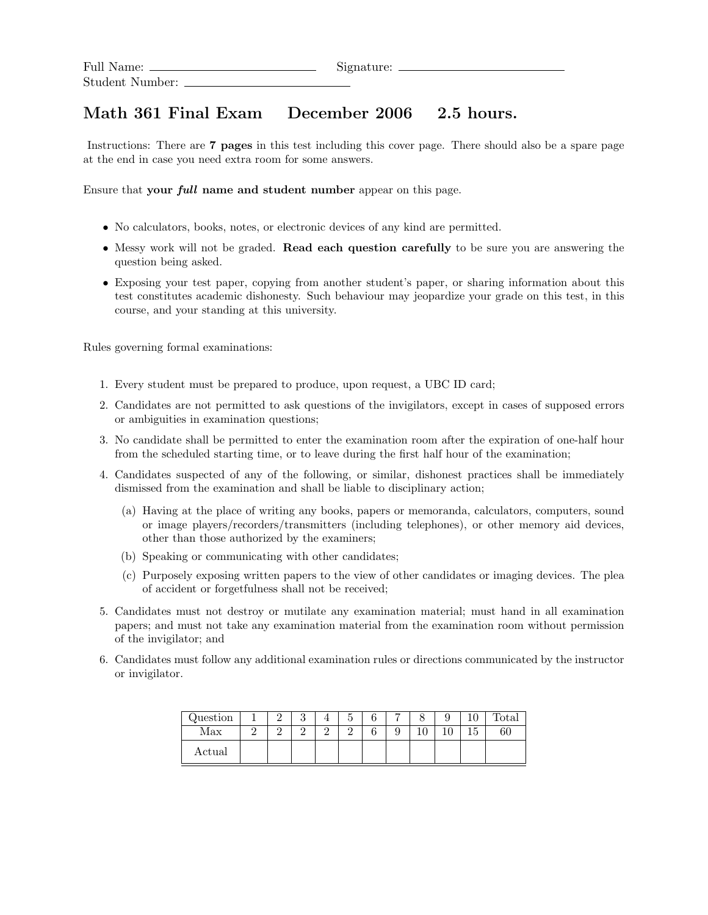Full Name: ____________________ Signature: ____________________

Student Number: ____________________

## Math 361 Final Exam December 2006 2.5 hours.

Instructions: There are **7 pages** in this test including this cover page. There should also be a spare page at the end in case you need extra room for some answers.

Ensure that **your *full* name and student number** appear on this page.

- No calculators, books, notes, or electronic devices of any kind are permitted.
- Messy work will not be graded. **Read each question carefully** to be sure you are answering the question being asked.
- Exposing your test paper, copying from another student's paper, or sharing information about this test constitutes academic dishonesty. Such behaviour may jeopardize your grade on this test, in this course, and your standing at this university.

Rules governing formal examinations:

1. Every student must be prepared to produce, upon request, a UBC ID card;
2. Candidates are not permitted to ask questions of the invigilators, except in cases of supposed errors or ambiguities in examination questions;
3. No candidate shall be permitted to enter the examination room after the expiration of one-half hour from the scheduled starting time, or to leave during the first half hour of the examination;
4. Candidates suspected of any of the following, or similar, dishonest practices shall be immediately dismissed from the examination and shall be liable to disciplinary action;
   (a) Having at the place of writing any books, papers or memoranda, calculators, computers, sound or image players/recorders/transmitters (including telephones), or other memory aid devices, other than those authorized by the examiners;
   (b) Speaking or communicating with other candidates;
   (c) Purposely exposing written papers to the view of other candidates or imaging devices. The plea of accident or forgetfulness shall not be received;
5. Candidates must not destroy or mutilate any examination material; must hand in all examination papers; and must not take any examination material from the examination room without permission of the invigilator; and
6. Candidates must follow any additional examination rules or directions communicated by the instructor or invigilator.

| Question | 1 | 2 | 3 | 4 | 5 | 6 | 7 | 8 | 9 | 10 | Total |
|---|---|---|---|---|---|---|---|---|---|---|---|
| Max | 2 | 2 | 2 | 2 | 2 | 6 | 9 | 10 | 10 | 15 | 60 |
| Actual | | | | | | | | | | | |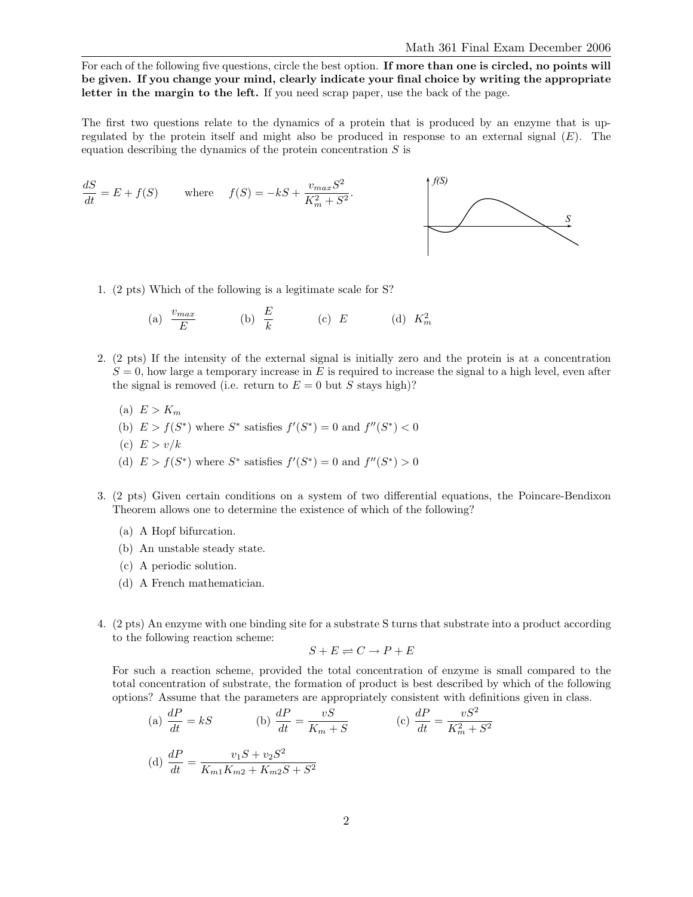For each of the following five questions, circle the best option. **If more than one is circled, no points will be given. If you change your mind, clearly indicate your final choice by writing the appropriate letter in the margin to the left.** If you need scrap paper, use the back of the page.

The first two questions relate to the dynamics of a protein that is produced by an enzyme that is up-regulated by the protein itself and might also be produced in response to an external signal ($E$). The equation describing the dynamics of the protein concentration $S$ is

$$\frac{dS}{dt} = E + f(S) \qquad \text{where} \qquad f(S) = -kS + \frac{v_{max}S^2}{K_m^2 + S^2}.$$

f(S)

S

1. (2 pts) Which of the following is a legitimate scale for S?

   (a) $\dfrac{v_{max}}{E}$ (b) $\dfrac{E}{k}$ (c) $E$ (d) $K_m^2$

2. (2 pts) If the intensity of the external signal is initially zero and the protein is at a concentration $S = 0$, how large a temporary increase in $E$ is required to increase the signal to a high level, even after the signal is removed (i.e. return to $E = 0$ but $S$ stays high)?

   (a) $E > K_m$
   (b) $E > f(S^*)$ where $S^*$ satisfies $f'(S^*) = 0$ and $f''(S^*) < 0$
   (c) $E > v/k$
   (d) $E > f(S^*)$ where $S^*$ satisfies $f'(S^*) = 0$ and $f''(S^*) > 0$

3. (2 pts) Given certain conditions on a system of two differential equations, the Poincare-Bendixon Theorem allows one to determine the existence of which of the following?

   (a) A Hopf bifurcation.
   (b) An unstable steady state.
   (c) A periodic solution.
   (d) A French mathematician.

4. (2 pts) An enzyme with one binding site for a substrate S turns that substrate into a product according to the following reaction scheme:

$$S + E \rightleftharpoons C \rightarrow P + E$$

   For such a reaction scheme, provided the total concentration of enzyme is small compared to the total concentration of substrate, the formation of product is best described by which of the following options? Assume that the parameters are appropriately consistent with definitions given in class.

   (a) $\dfrac{dP}{dt} = kS$ (b) $\dfrac{dP}{dt} = \dfrac{vS}{K_m + S}$ (c) $\dfrac{dP}{dt} = \dfrac{vS^2}{K_m^2 + S^2}$

   (d) $\dfrac{dP}{dt} = \dfrac{v_1 S + v_2 S^2}{K_{m1}K_{m2} + K_{m2}S + S^2}$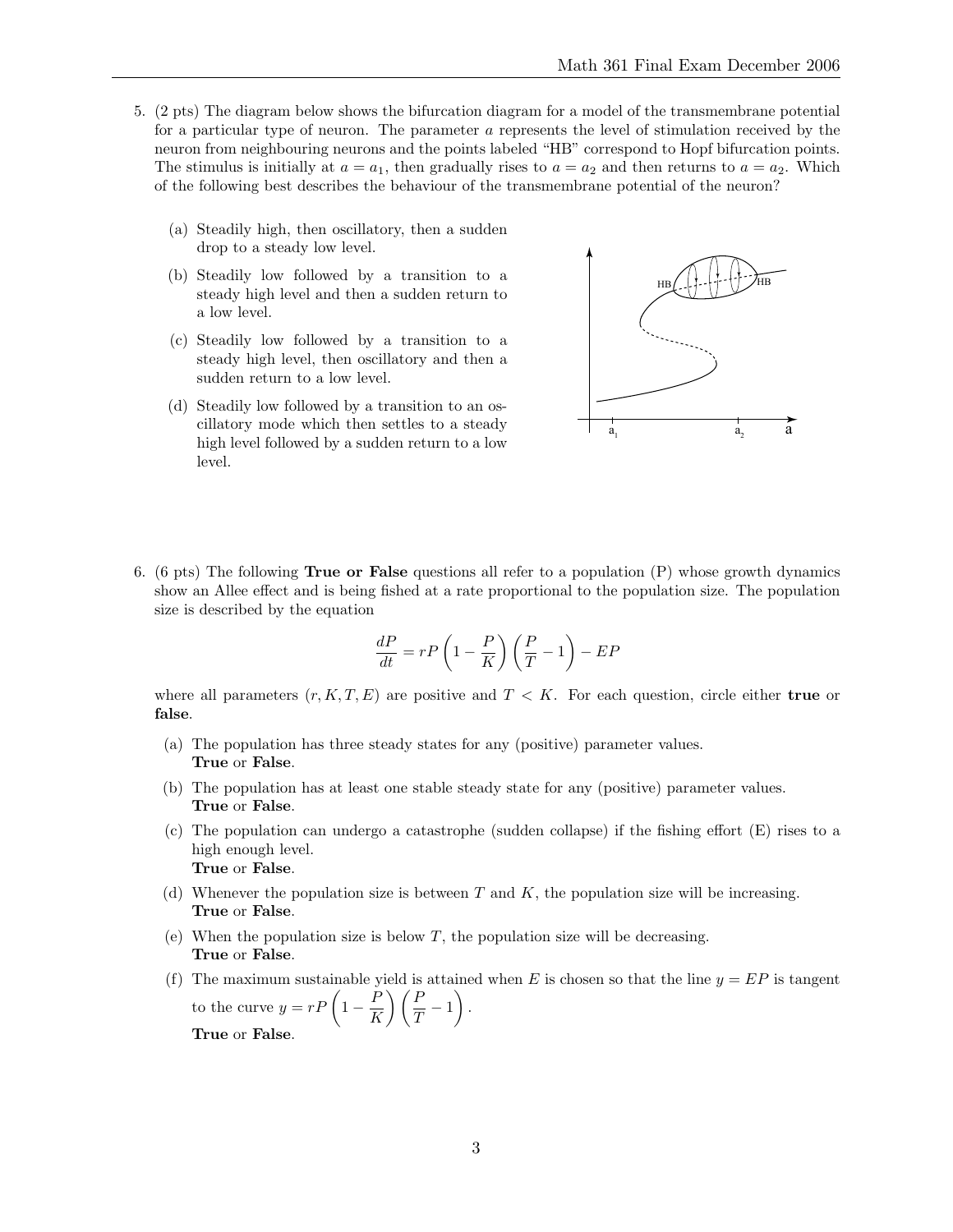5. (2 pts) The diagram below shows the bifurcation diagram for a model of the transmembrane potential for a particular type of neuron. The parameter $a$ represents the level of stimulation received by the neuron from neighbouring neurons and the points labeled "HB" correspond to Hopf bifurcation points. The stimulus is initially at $a = a_1$, then gradually rises to $a = a_2$ and then returns to $a = a_2$. Which of the following best describes the behaviour of the transmembrane potential of the neuron?

   (a) Steadily high, then oscillatory, then a sudden drop to a steady low level.

   (b) Steadily low followed by a transition to a steady high level and then a sudden return to a low level.

   (c) Steadily low followed by a transition to a steady high level, then oscillatory and then a sudden return to a low level.

   (d) Steadily low followed by a transition to an oscillatory mode which then settles to a steady high level followed by a sudden return to a low level.

HB

HB

$a_1$

$a_2$

a

6. (6 pts) The following **True or False** questions all refer to a population (P) whose growth dynamics show an Allee effect and is being fished at a rate proportional to the population size. The population size is described by the equation

$$\frac{dP}{dt} = rP\left(1 - \frac{P}{K}\right)\left(\frac{P}{T} - 1\right) - EP$$

where all parameters $(r, K, T, E)$ are positive and $T < K$. For each question, circle either **true** or **false**.

   (a) The population has three steady states for any (positive) parameter values.
   **True** or **False**.

   (b) The population has at least one stable steady state for any (positive) parameter values.
   **True** or **False**.

   (c) The population can undergo a catastrophe (sudden collapse) if the fishing effort (E) rises to a high enough level.
   **True** or **False**.

   (d) Whenever the population size is between $T$ and $K$, the population size will be increasing.
   **True** or **False**.

   (e) When the population size is below $T$, the population size will be decreasing.
   **True** or **False**.

   (f) The maximum sustainable yield is attained when $E$ is chosen so that the line $y = EP$ is tangent to the curve $y = rP\left(1 - \frac{P}{K}\right)\left(\frac{P}{T} - 1\right)$.
   **True** or **False**.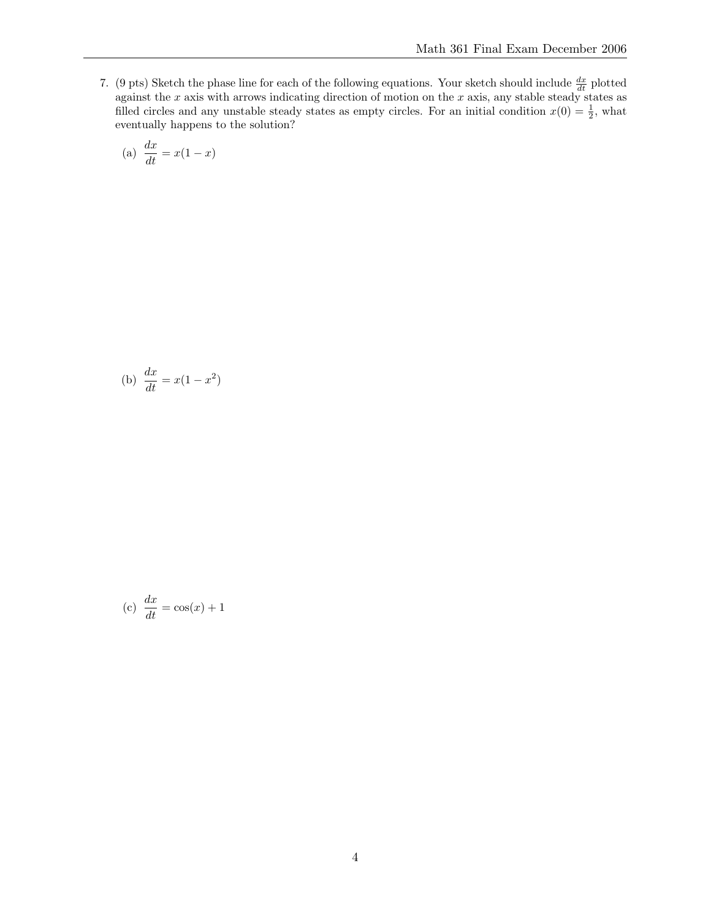7. (9 pts) Sketch the phase line for each of the following equations. Your sketch should include $\frac{dx}{dt}$ plotted against the $x$ axis with arrows indicating direction of motion on the $x$ axis, any stable steady states as filled circles and any unstable steady states as empty circles. For an initial condition $x(0) = \frac{1}{2}$, what eventually happens to the solution?

   (a) $\dfrac{dx}{dt} = x(1 - x)$

   (b) $\dfrac{dx}{dt} = x(1 - x^2)$

   (c) $\dfrac{dx}{dt} = \cos(x) + 1$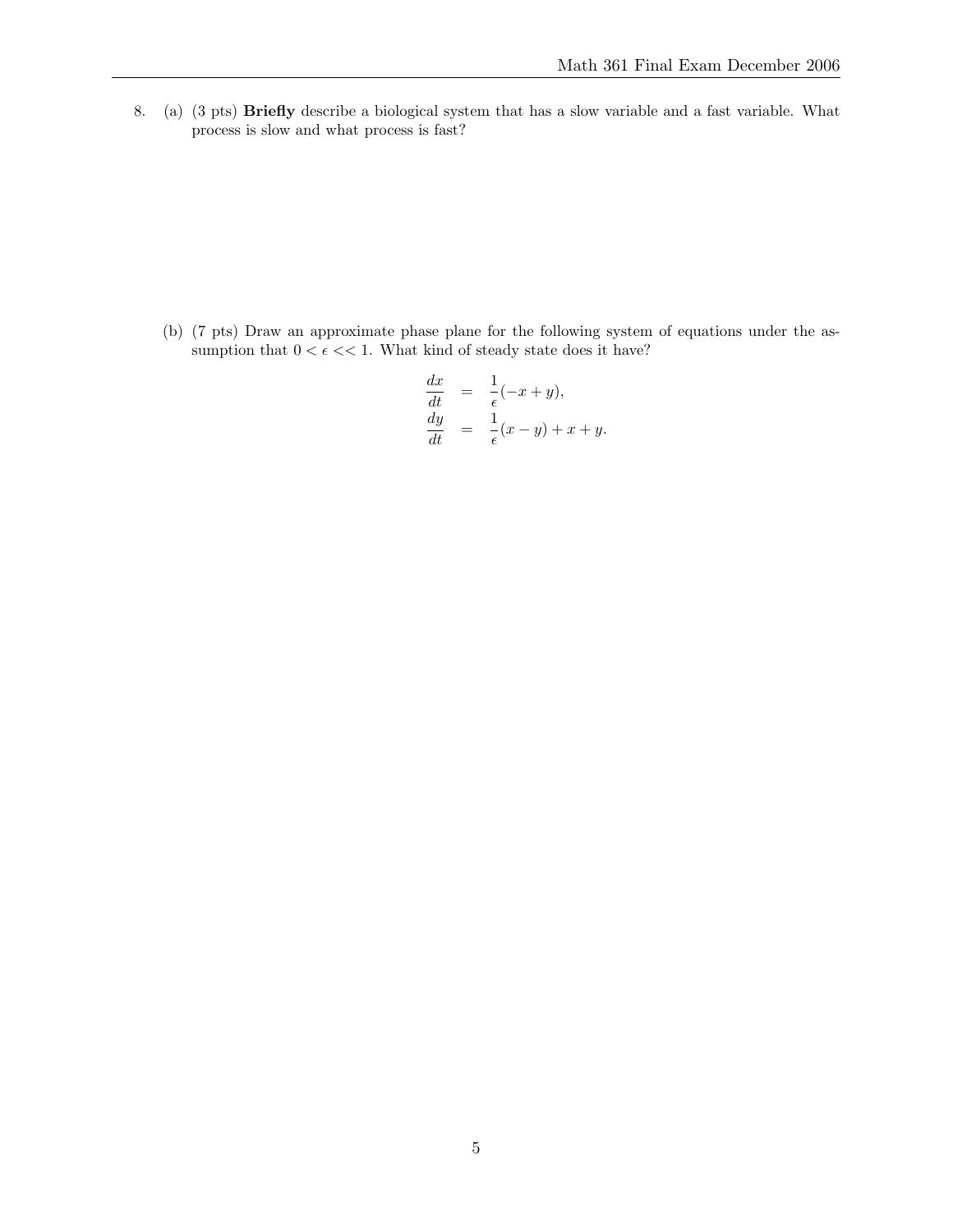8. (a) (3 pts) **Briefly** describe a biological system that has a slow variable and a fast variable. What process is slow and what process is fast?

   (b) (7 pts) Draw an approximate phase plane for the following system of equations under the assumption that $0 < \epsilon << 1$. What kind of steady state does it have?

$$
\begin{aligned}
\frac{dx}{dt} &= \frac{1}{\epsilon}(-x+y), \\
\frac{dy}{dt} &= \frac{1}{\epsilon}(x-y) + x + y.
\end{aligned}
$$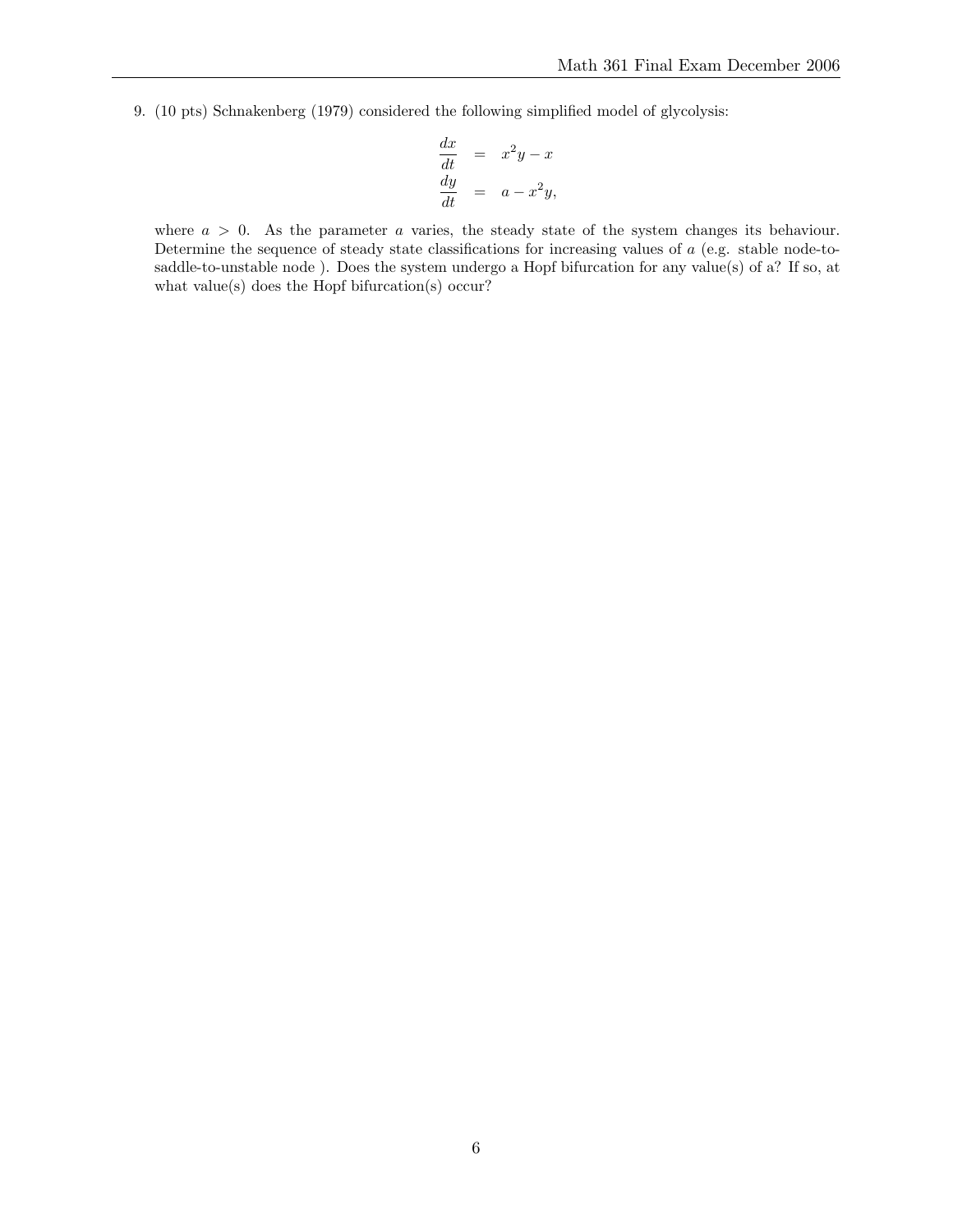9. (10 pts) Schnakenberg (1979) considered the following simplified model of glycolysis:

$$
\begin{aligned}
\frac{dx}{dt} &= x^2 y - x \\
\frac{dy}{dt} &= a - x^2 y,
\end{aligned}
$$

where $a > 0$. As the parameter $a$ varies, the steady state of the system changes its behaviour. Determine the sequence of steady state classifications for increasing values of $a$ (e.g. stable node-to-saddle-to-unstable node ). Does the system undergo a Hopf bifurcation for any value(s) of a? If so, at what value(s) does the Hopf bifurcation(s) occur?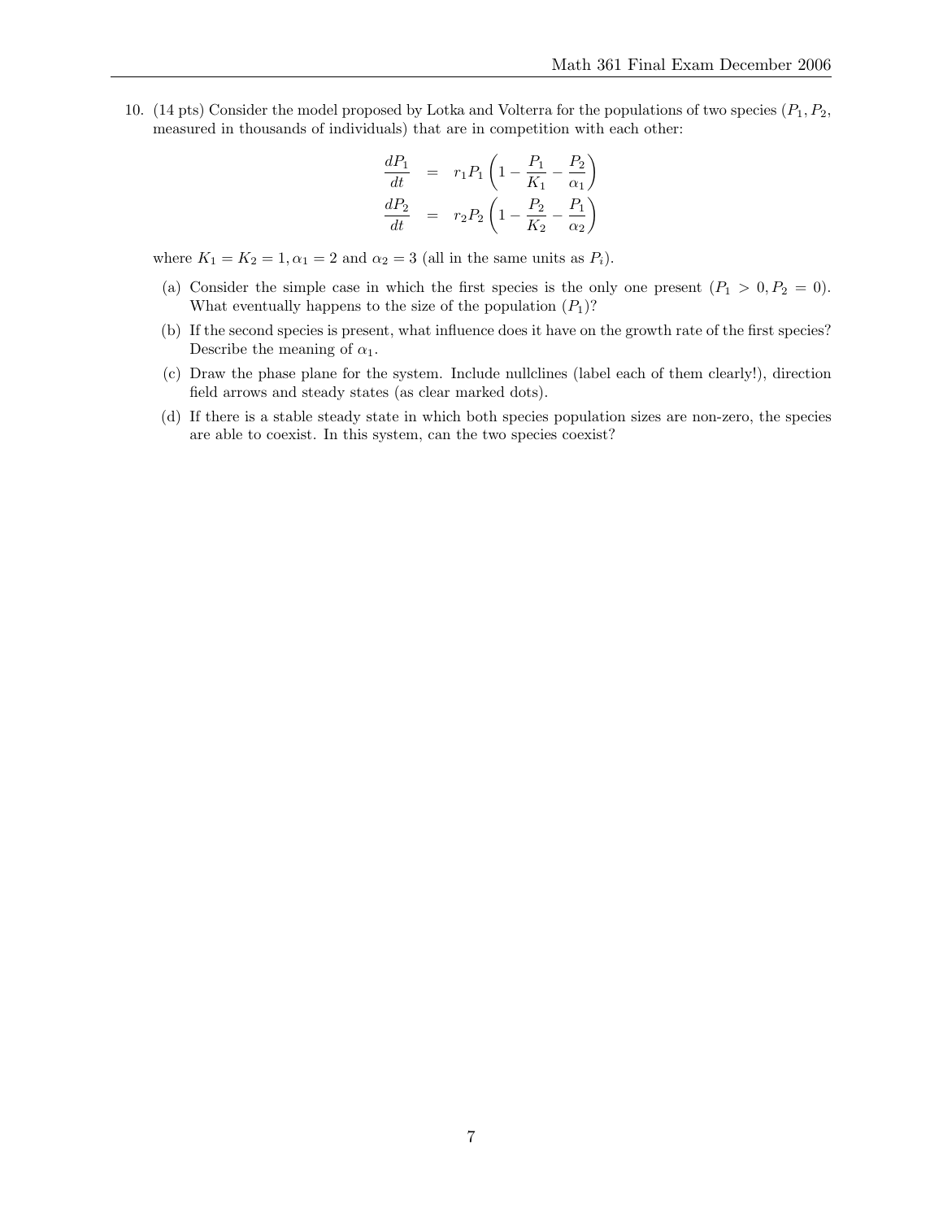10. (14 pts) Consider the model proposed by Lotka and Volterra for the populations of two species ($P_1, P_2$, measured in thousands of individuals) that are in competition with each other:

$$
\begin{aligned}
\frac{dP_1}{dt} &= r_1 P_1 \left(1 - \frac{P_1}{K_1} - \frac{P_2}{\alpha_1}\right) \\
\frac{dP_2}{dt} &= r_2 P_2 \left(1 - \frac{P_2}{K_2} - \frac{P_1}{\alpha_2}\right)
\end{aligned}
$$

where $K_1 = K_2 = 1, \alpha_1 = 2$ and $\alpha_2 = 3$ (all in the same units as $P_i$).

(a) Consider the simple case in which the first species is the only one present ($P_1 > 0, P_2 = 0$). What eventually happens to the size of the population ($P_1$)?

(b) If the second species is present, what influence does it have on the growth rate of the first species? Describe the meaning of $\alpha_1$.

(c) Draw the phase plane for the system. Include nullclines (label each of them clearly!), direction field arrows and steady states (as clear marked dots).

(d) If there is a stable steady state in which both species population sizes are non-zero, the species are able to coexist. In this system, can the two species coexist?